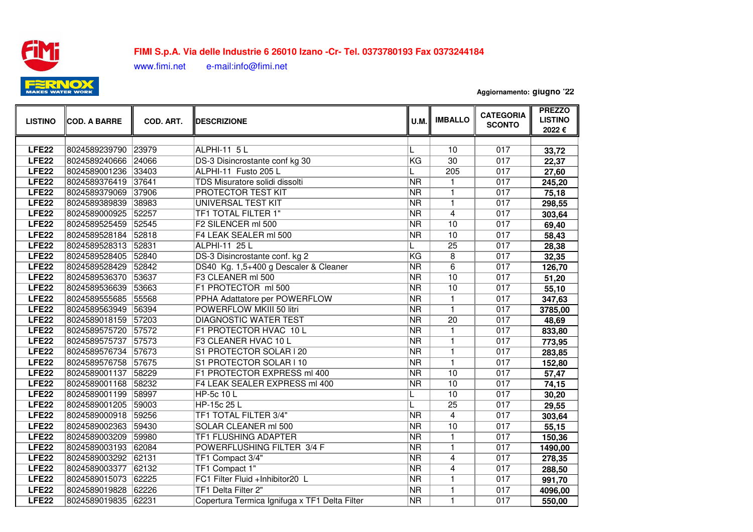**FIMI S.p.A. Via delle Industrie 6 26010 Izano -Cr- Tel. 0373780193 Fax 0373244184**

www.fimi.net e-mail:info@fimi.net

**Aggiornamento: giugno '22**

| LISTINO | COD. A BARRE | COD. ART. | DESCRIZIONE | U.M. | IMBALLO | CATEGORIA SCONTO | PREZZO LISTINO 2022 € |
|---|---|---|---|---|---|---|---|
| LFE22 | 8024589239790 | 23979 | ALPHI-11 5 L | L | 10 | 017 | 33,72 |
| LFE22 | 8024589240666 | 24066 | DS-3 Disincrostante conf kg 30 | KG | 30 | 017 | 22,37 |
| LFE22 | 8024589001236 | 33403 | ALPHI-11 Fusto 205 L | L | 205 | 017 | 27,60 |
| LFE22 | 8024589376419 | 37641 | TDS Misuratore solidi dissolti | NR | 1 | 017 | 245,20 |
| LFE22 | 8024589379069 | 37906 | PROTECTOR TEST KIT | NR | 1 | 017 | 75,18 |
| LFE22 | 8024589389839 | 38983 | UNIVERSAL TEST KIT | NR | 1 | 017 | 298,55 |
| LFE22 | 8024589000925 | 52257 | TF1 TOTAL FILTER 1" | NR | 4 | 017 | 303,64 |
| LFE22 | 8024589525459 | 52545 | F2 SILENCER ml 500 | NR | 10 | 017 | 69,40 |
| LFE22 | 8024589528184 | 52818 | F4 LEAK SEALER ml 500 | NR | 10 | 017 | 58,43 |
| LFE22 | 8024589528313 | 52831 | ALPHI-11 25 L | L | 25 | 017 | 28,38 |
| LFE22 | 8024589528405 | 52840 | DS-3 Disincrostante conf. kg 2 | KG | 8 | 017 | 32,35 |
| LFE22 | 8024589528429 | 52842 | DS40 Kg. 1,5+400 g Descaler & Cleaner | NR | 6 | 017 | 126,70 |
| LFE22 | 8024589536370 | 53637 | F3 CLEANER ml 500 | NR | 10 | 017 | 51,20 |
| LFE22 | 8024589536639 | 53663 | F1 PROTECTOR ml 500 | NR | 10 | 017 | 55,10 |
| LFE22 | 8024589555685 | 55568 | PPHA Adattatore per POWERFLOW | NR | 1 | 017 | 347,63 |
| LFE22 | 8024589563949 | 56394 | POWERFLOW MKIII 50 litri | NR | 1 | 017 | 3785,00 |
| LFE22 | 8024589018159 | 57203 | DIAGNOSTIC WATER TEST | NR | 20 | 017 | 48,69 |
| LFE22 | 8024589575720 | 57572 | F1 PROTECTOR HVAC 10 L | NR | 1 | 017 | 833,80 |
| LFE22 | 8024589575737 | 57573 | F3 CLEANER HVAC 10 L | NR | 1 | 017 | 773,95 |
| LFE22 | 8024589576734 | 57673 | S1 PROTECTOR SOLAR l 20 | NR | 1 | 017 | 283,85 |
| LFE22 | 8024589576758 | 57675 | S1 PROTECTOR SOLAR l 10 | NR | 1 | 017 | 152,80 |
| LFE22 | 8024589001137 | 58229 | F1 PROTECTOR EXPRESS ml 400 | NR | 10 | 017 | 57,47 |
| LFE22 | 8024589001168 | 58232 | F4 LEAK SEALER EXPRESS ml 400 | NR | 10 | 017 | 74,15 |
| LFE22 | 8024589001199 | 58997 | HP-5c 10 L | L | 10 | 017 | 30,20 |
| LFE22 | 8024589001205 | 59003 | HP-15c 25 L | L | 25 | 017 | 29,55 |
| LFE22 | 8024589000918 | 59256 | TF1 TOTAL FILTER 3/4" | NR | 4 | 017 | 303,64 |
| LFE22 | 8024589002363 | 59430 | SOLAR CLEANER ml 500 | NR | 10 | 017 | 55,15 |
| LFE22 | 8024589003209 | 59980 | TF1 FLUSHING ADAPTER | NR | 1 | 017 | 150,36 |
| LFE22 | 8024589003193 | 62084 | POWERFLUSHING FILTER 3/4 F | NR | 1 | 017 | 1490,00 |
| LFE22 | 8024589003292 | 62131 | TF1 Compact 3/4" | NR | 4 | 017 | 278,35 |
| LFE22 | 8024589003377 | 62132 | TF1 Compact 1" | NR | 4 | 017 | 288,50 |
| LFE22 | 8024589015073 | 62225 | FC1 Filter Fluid +Inhibitor20 L | NR | 1 | 017 | 991,70 |
| LFE22 | 8024589019828 | 62226 | TF1 Delta Filter 2" | NR | 1 | 017 | 4096,00 |
| LFE22 | 8024589019835 | 62231 | Copertura Termica Ignifuga x TF1 Delta Filter | NR | 1 | 017 | 550,00 |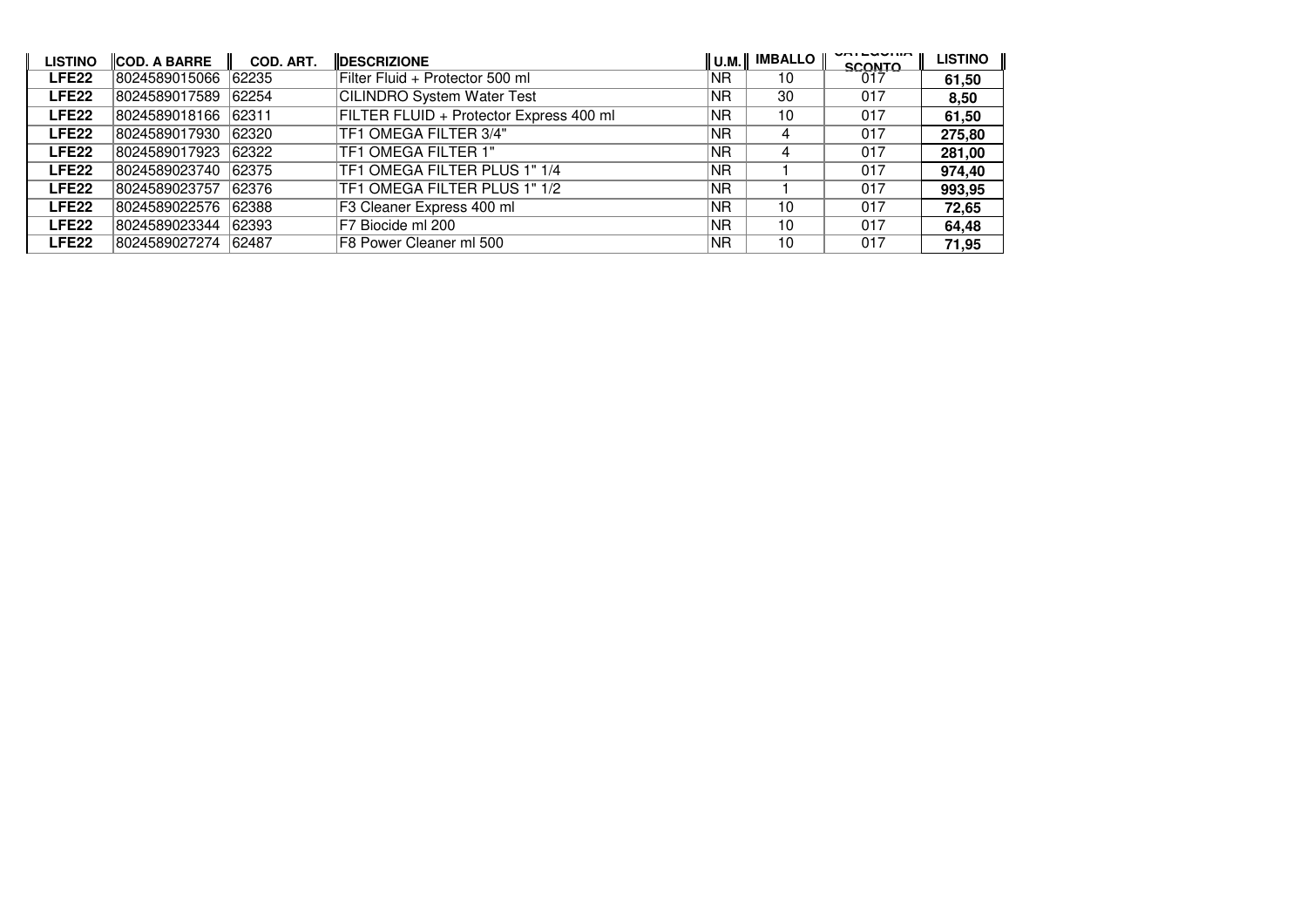| LISTINO | COD. A BARRE | COD. ART. | DESCRIZIONE | U.M. | IMBALLO | CATEGORIA SCONTO | LISTINO |
|---|---|---|---|---|---|---|---|
| **LFE22** | 8024589015066 | 62235 | Filter Fluid + Protector 500 ml | NR | 10 | 017 | **61,50** |
| **LFE22** | 8024589017589 | 62254 | CILINDRO System Water Test | NR | 30 | 017 | **8,50** |
| **LFE22** | 8024589018166 | 62311 | FILTER FLUID + Protector Express 400 ml | NR | 10 | 017 | **61,50** |
| **LFE22** | 8024589017930 | 62320 | TF1 OMEGA FILTER 3/4" | NR | 4 | 017 | **275,80** |
| **LFE22** | 8024589017923 | 62322 | TF1 OMEGA FILTER 1" | NR | 4 | 017 | **281,00** |
| **LFE22** | 8024589023740 | 62375 | TF1 OMEGA FILTER PLUS 1" 1/4 | NR | 1 | 017 | **974,40** |
| **LFE22** | 8024589023757 | 62376 | TF1 OMEGA FILTER PLUS 1" 1/2 | NR | 1 | 017 | **993,95** |
| **LFE22** | 8024589022576 | 62388 | F3 Cleaner Express 400 ml | NR | 10 | 017 | **72,65** |
| **LFE22** | 8024589023344 | 62393 | F7 Biocide ml 200 | NR | 10 | 017 | **64,48** |
| **LFE22** | 8024589027274 | 62487 | F8 Power Cleaner ml 500 | NR | 10 | 017 | **71,95** |